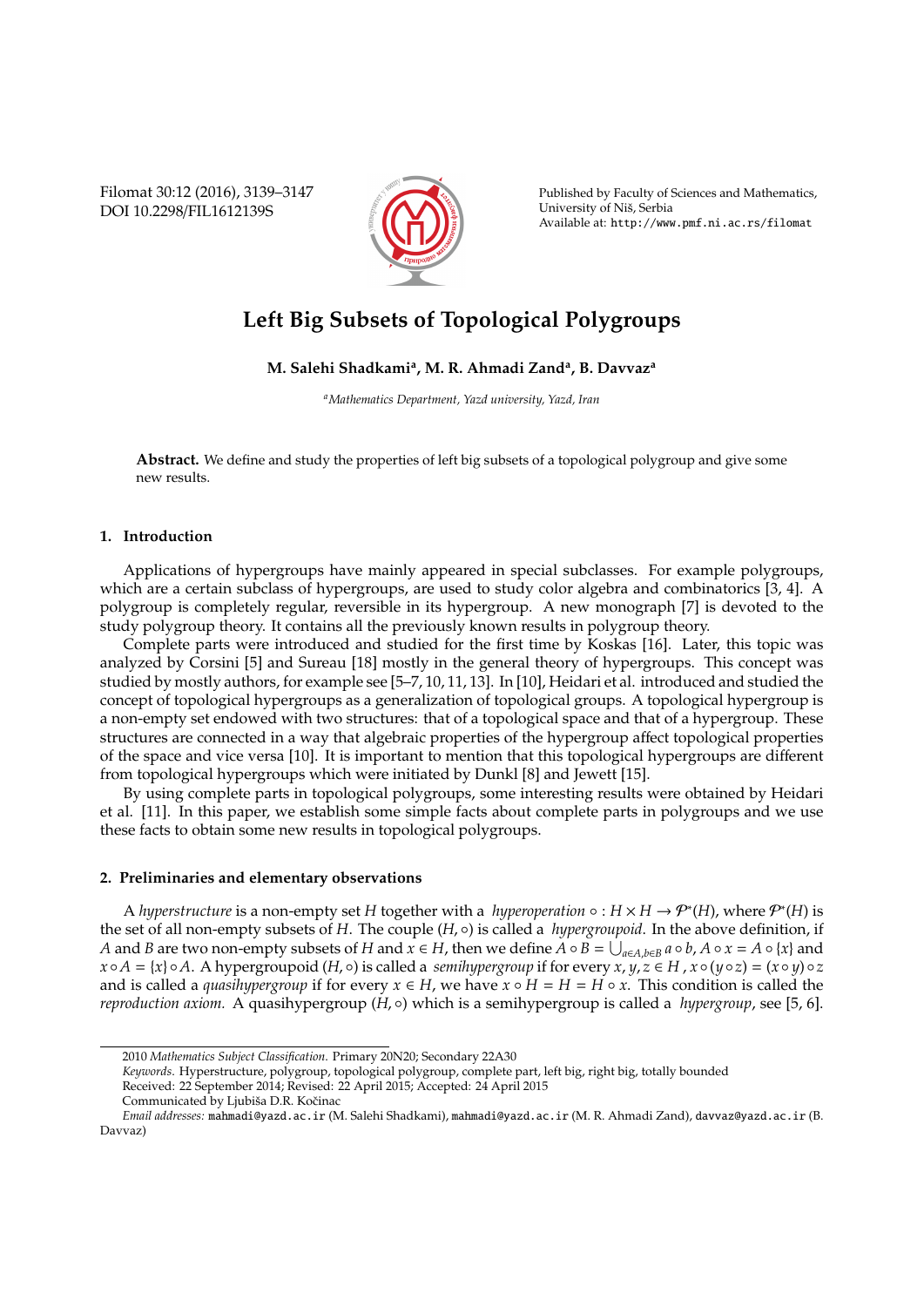# Left Big Subsets of Topological Polygroups

**M. Salehi Shadkami[a], M. R. Ahmadi Zand[a], B. Davvaz[a]**

[a]*Mathematics Department, Yazd university, Yazd, Iran*

**Abstract.** We define and study the properties of left big subsets of a topological polygroup and give some new results.

## 1. Introduction

Applications of hypergroups have mainly appeared in special subclasses. For example polygroups, which are a certain subclass of hypergroups, are used to study color algebra and combinatorics [3, 4]. A polygroup is completely regular, reversible in its hypergroup. A new monograph [7] is devoted to the study polygroup theory. It contains all the previously known results in polygroup theory.

Complete parts were introduced and studied for the first time by Koskas [16]. Later, this topic was analyzed by Corsini [5] and Sureau [18] mostly in the general theory of hypergroups. This concept was studied by mostly authors, for example see [5–7, 10, 11, 13]. In [10], Heidari et al. introduced and studied the concept of topological hypergroups as a generalization of topological groups. A topological hypergroup is a non-empty set endowed with two structures: that of a topological space and that of a hypergroup. These structures are connected in a way that algebraic properties of the hypergroup affect topological properties of the space and vice versa [10]. It is important to mention that this topological hypergroups are different from topological hypergroups which were initiated by Dunkl [8] and Jewett [15].

By using complete parts in topological polygroups, some interesting results were obtained by Heidari et al. [11]. In this paper, we establish some simple facts about complete parts in polygroups and we use these facts to obtain some new results in topological polygroups.

## 2. Preliminaries and elementary observations

A *hyperstructure* is a non-empty set $H$ together with a *hyperoperation* $\circ : H \times H \to \mathcal{P}^*(H)$, where $\mathcal{P}^*(H)$ is the set of all non-empty subsets of $H$. The couple $(H, \circ)$ is called a *hypergroupoid*. In the above definition, if $A$ and $B$ are two non-empty subsets of $H$ and $x \in H$, then we define $A \circ B = \bigcup_{a \in A, b \in B} a \circ b$, $A \circ x = A \circ \{x\}$ and $x \circ A = \{x\} \circ A$. A hypergroupoid $(H, \circ)$ is called a *semihypergroup* if for every $x, y, z \in H$, $x \circ (y \circ z) = (x \circ y) \circ z$ and is called a *quasihypergroup* if for every $x \in H$, we have $x \circ H = H = H \circ x$. This condition is called the *reproduction axiom*. A quasihypergroup $(H, \circ)$ which is a semihypergroup is called a *hypergroup*, see [5, 6].

---

2010 *Mathematics Subject Classification*. Primary 20N20; Secondary 22A30

*Keywords*. Hyperstructure, polygroup, topological polygroup, complete part, left big, right big, totally bounded

Received: 22 September 2014; Revised: 22 April 2015; Accepted: 24 April 2015

Communicated by Ljubiša D.R. Kočinac

*Email addresses:* mahmadi@yazd.ac.ir (M. Salehi Shadkami), mahmadi@yazd.ac.ir (M. R. Ahmadi Zand), davvaz@yazd.ac.ir (B. Davvaz)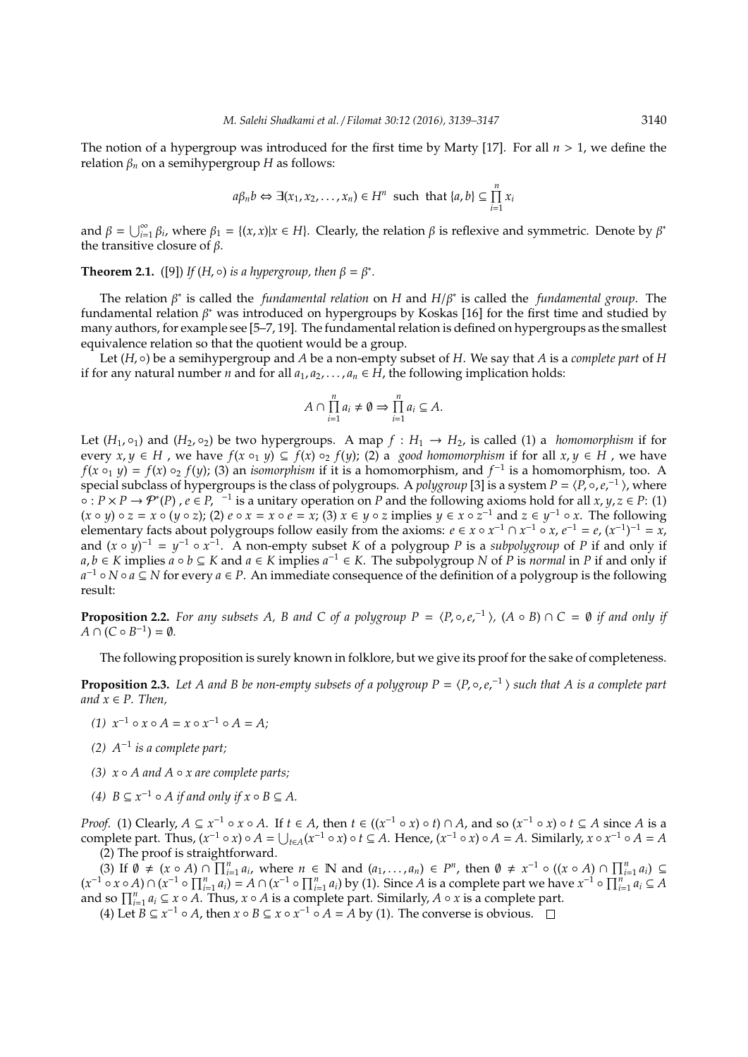The notion of a hypergroup was introduced for the first time by Marty [17]. For all $n > 1$, we define the relation $\beta_n$ on a semihypergroup $H$ as follows:

$$a\beta_n b \Leftrightarrow \exists(x_1, x_2, \ldots, x_n) \in H^n \text{ such that } \{a, b\} \subseteq \prod_{i=1}^{n} x_i$$

and $\beta = \bigcup_{i=1}^{\infty} \beta_i$, where $\beta_1 = \{(x, x) | x \in H\}$. Clearly, the relation $\beta$ is reflexive and symmetric. Denote by $\beta^*$ the transitive closure of $\beta$.

**Theorem 2.1.** ([9]) *If $(H, \circ)$ is a hypergroup, then $\beta = \beta^*$.*

The relation $\beta^*$ is called the *fundamental relation* on $H$ and $H/\beta^*$ is called the *fundamental group*. The fundamental relation $\beta^*$ was introduced on hypergroups by Koskas [16] for the first time and studied by many authors, for example see [5–7, 19]. The fundamental relation is defined on hypergroups as the smallest equivalence relation so that the quotient would be a group.

Let $(H, \circ)$ be a semihypergroup and $A$ be a non-empty subset of $H$. We say that $A$ is a *complete part* of $H$ if for any natural number $n$ and for all $a_1, a_2, \ldots, a_n \in H$, the following implication holds:

$$A \cap \prod_{i=1}^{n} a_i \neq \emptyset \Rightarrow \prod_{i=1}^{n} a_i \subseteq A.$$

Let $(H_1, \circ_1)$ and $(H_2, \circ_2)$ be two hypergroups. A map $f : H_1 \to H_2$, is called (1) a *homomorphism* if for every $x, y \in H$ , we have $f(x \circ_1 y) \subseteq f(x) \circ_2 f(y)$; (2) a *good homomorphism* if for all $x, y \in H$ , we have $f(x \circ_1 y) = f(x) \circ_2 f(y)$; (3) an *isomorphism* if it is a homomorphism, and $f^{-1}$ is a homomorphism, too. A special subclass of hypergroups is the class of polygroups. A *polygroup* [3] is a system $P = \langle P, \circ, e,^{-1} \rangle$, where $\circ : P \times P \to \mathcal{P}^*(P)$ , $e \in P$, $^{-1}$ is a unitary operation on $P$ and the following axioms hold for all $x, y, z \in P$: (1) $(x \circ y) \circ z = x \circ (y \circ z)$; (2) $e \circ x = x \circ e = x$; (3) $x \in y \circ z$ implies $y \in x \circ z^{-1}$ and $z \in y^{-1} \circ x$. The following elementary facts about polygroups follow easily from the axioms: $e \in x \circ x^{-1} \cap x^{-1} \circ x$, $e^{-1} = e$, $(x^{-1})^{-1} = x$, and $(x \circ y)^{-1} = y^{-1} \circ x^{-1}$. A non-empty subset $K$ of a polygroup $P$ is a *subpolygroup* of $P$ if and only if $a, b \in K$ implies $a \circ b \subseteq K$ and $a \in K$ implies $a^{-1} \in K$. The subpolygroup $N$ of $P$ is *normal* in $P$ if and only if $a^{-1} \circ N \circ a \subseteq N$ for every $a \in P$. An immediate consequence of the definition of a polygroup is the following result:

**Proposition 2.2.** *For any subsets $A$, $B$ and $C$ of a polygroup $P = \langle P, \circ, e,^{-1} \rangle$, $(A \circ B) \cap C = \emptyset$ if and only if $A \cap (C \circ B^{-1}) = \emptyset$.*

The following proposition is surely known in folklore, but we give its proof for the sake of completeness.

**Proposition 2.3.** *Let $A$ and $B$ be non-empty subsets of a polygroup $P = \langle P, \circ, e,^{-1} \rangle$ such that $A$ is a complete part and $x \in P$. Then,*

*(1) $x^{-1} \circ x \circ A = x \circ x^{-1} \circ A = A$;*

*(2) $A^{-1}$ is a complete part;*

*(3) $x \circ A$ and $A \circ x$ are complete parts;*

*(4) $B \subseteq x^{-1} \circ A$ if and only if $x \circ B \subseteq A$.*

*Proof.* (1) Clearly, $A \subseteq x^{-1} \circ x \circ A$. If $t \in A$, then $t \in ((x^{-1} \circ x) \circ t) \cap A$, and so $(x^{-1} \circ x) \circ t \subseteq A$ since $A$ is a complete part. Thus, $(x^{-1} \circ x) \circ A = \bigcup_{t \in A} (x^{-1} \circ x) \circ t \subseteq A$. Hence, $(x^{-1} \circ x) \circ A = A$. Similarly, $x \circ x^{-1} \circ A = A$

(2) The proof is straightforward.

(3) If $\emptyset \neq (x \circ A) \cap \prod_{i=1}^{n} a_i$, where $n \in \mathbb{N}$ and $(a_1, \ldots, a_n) \in P^n$, then $\emptyset \neq x^{-1} \circ ((x \circ A) \cap \prod_{i=1}^{n} a_i) \subseteq (x^{-1} \circ x \circ A) \cap (x^{-1} \circ \prod_{i=1}^{n} a_i) = A \cap (x^{-1} \circ \prod_{i=1}^{n} a_i)$ by (1). Since $A$ is a complete part we have $x^{-1} \circ \prod_{i=1}^{n} a_i \subseteq A$ and so $\prod_{i=1}^{n} a_i \subseteq x \circ A$. Thus, $x \circ A$ is a complete part. Similarly, $A \circ x$ is a complete part.

(4) Let $B \subseteq x^{-1} \circ A$, then $x \circ B \subseteq x \circ x^{-1} \circ A = A$ by (1). The converse is obvious. $\square$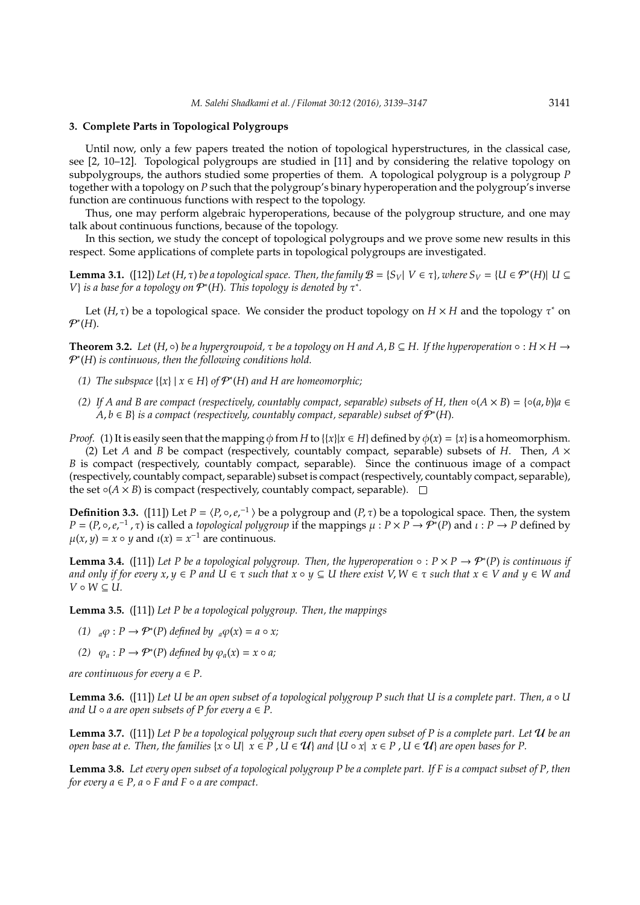## 3. Complete Parts in Topological Polygroups

Until now, only a few papers treated the notion of topological hyperstructures, in the classical case, see [2, 10–12]. Topological polygroups are studied in [11] and by considering the relative topology on subpolygroups, the authors studied some properties of them. A topological polygroup is a polygroup $P$ together with a topology on $P$ such that the polygroup's binary hyperoperation and the polygroup's inverse function are continuous functions with respect to the topology.

Thus, one may perform algebraic hyperoperations, because of the polygroup structure, and one may talk about continuous functions, because of the topology.

In this section, we study the concept of topological polygroups and we prove some new results in this respect. Some applications of complete parts in topological polygroups are investigated.

**Lemma 3.1.** ([12]) *Let $(H, \tau)$ be a topological space. Then, the family $\mathcal{B} = \{S_V | \ V \in \tau\}$, where $S_V = \{U \in \mathcal{P}^*(H) | \ U \subseteq V\}$ is a base for a topology on $\mathcal{P}^*(H)$. This topology is denoted by $\tau^*$.*

Let $(H, \tau)$ be a topological space. We consider the product topology on $H \times H$ and the topology $\tau^*$ on $\mathcal{P}^*(H)$.

**Theorem 3.2.** *Let $(H, \circ)$ be a hypergroupoid, $\tau$ be a topology on $H$ and $A, B \subseteq H$. If the hyperoperation $\circ : H \times H \to \mathcal{P}^*(H)$ is continuous, then the following conditions hold.*

*(1) The subspace $\{\{x\} \mid x \in H\}$ of $\mathcal{P}^*(H)$ and $H$ are homeomorphic;*

*(2) If $A$ and $B$ are compact (respectively, countably compact, separable) subsets of $H$, then $\circ(A \times B) = \{\circ(a, b) | a \in A, b \in B\}$ is a compact (respectively, countably compact, separable) subset of $\mathcal{P}^*(H)$.*

*Proof.* (1) It is easily seen that the mapping $\phi$ from $H$ to $\{\{x\}|x \in H\}$ defined by $\phi(x) = \{x\}$ is a homeomorphism.

(2) Let $A$ and $B$ be compact (respectively, countably compact, separable) subsets of $H$. Then, $A \times B$ is compact (respectively, countably compact, separable). Since the continuous image of a compact (respectively, countably compact, separable) subset is compact (respectively, countably compact, separable), the set $\circ(A \times B)$ is compact (respectively, countably compact, separable). □

**Definition 3.3.** ([11]) Let $P = \langle P, \circ, e,^{-1} \rangle$ be a polygroup and $(P, \tau)$ be a topological space. Then, the system $P = (P, \circ, e,^{-1}, \tau)$ is called a *topological polygroup* if the mappings $\mu : P \times P \to \mathcal{P}^*(P)$ and $\iota : P \to P$ defined by $\mu(x, y) = x \circ y$ and $\iota(x) = x^{-1}$ are continuous.

**Lemma 3.4.** ([11]) *Let $P$ be a topological polygroup. Then, the hyperoperation $\circ : P \times P \to \mathcal{P}^*(P)$ is continuous if and only if for every $x, y \in P$ and $U \in \tau$ such that $x \circ y \subseteq U$ there exist $V, W \in \tau$ such that $x \in V$ and $y \in W$ and $V \circ W \subseteq U$.*

**Lemma 3.5.** ([11]) *Let $P$ be a topological polygroup. Then, the mappings*

*(1) ${}_a\varphi : P \to \mathcal{P}^*(P)$ defined by ${}_a\varphi(x) = a \circ x$;*

*(2) $\varphi_a : P \to \mathcal{P}^*(P)$ defined by $\varphi_a(x) = x \circ a$;*

*are continuous for every $a \in P$.*

**Lemma 3.6.** ([11]) *Let $U$ be an open subset of a topological polygroup $P$ such that $U$ is a complete part. Then, $a \circ U$ and $U \circ a$ are open subsets of $P$ for every $a \in P$.*

**Lemma 3.7.** ([11]) *Let $P$ be a topological polygroup such that every open subset of $P$ is a complete part. Let $\mathcal{U}$ be an open base at $e$. Then, the families $\{x \circ U | \ x \in P, U \in \mathcal{U}\}$ and $\{U \circ x | \ x \in P, U \in \mathcal{U}\}$ are open bases for $P$.*

**Lemma 3.8.** *Let every open subset of a topological polygroup $P$ be a complete part. If $F$ is a compact subset of $P$, then for every $a \in P$, $a \circ F$ and $F \circ a$ are compact.*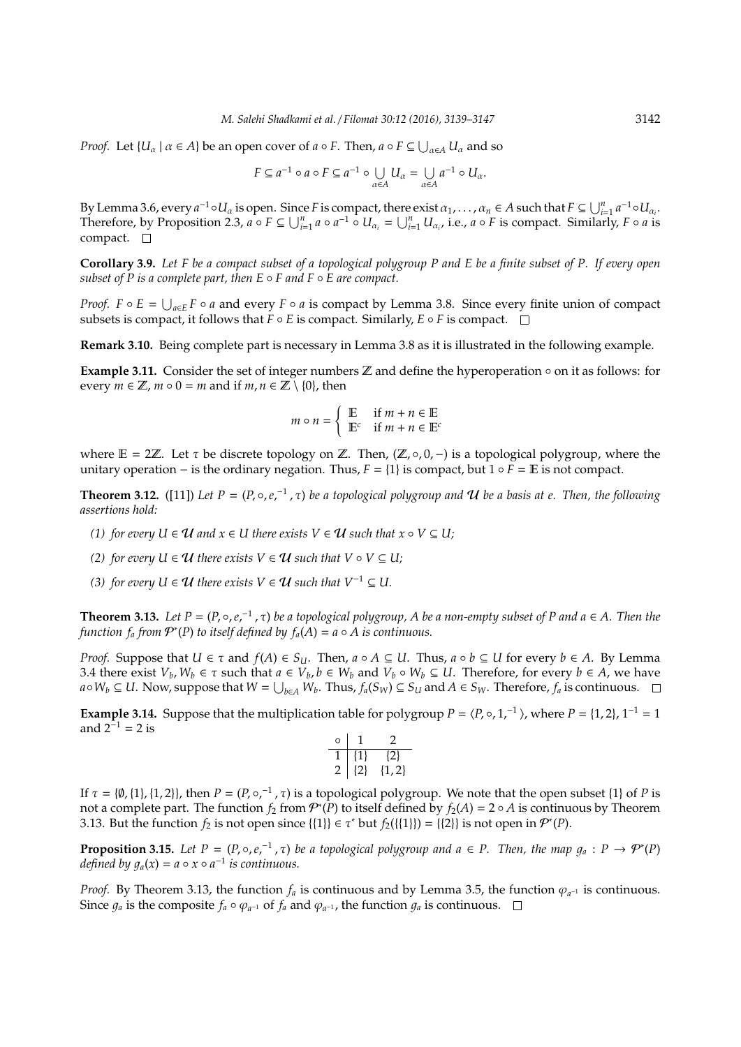*Proof.* Let $\{U_\alpha \mid \alpha \in A\}$ be an open cover of $a \circ F$. Then, $a \circ F \subseteq \bigcup_{\alpha \in A} U_\alpha$ and so

$$F \subseteq a^{-1} \circ a \circ F \subseteq a^{-1} \circ \bigcup_{\alpha \in A} U_\alpha = \bigcup_{\alpha \in A} a^{-1} \circ U_\alpha.$$

By Lemma 3.6, every $a^{-1} \circ U_\alpha$ is open. Since $F$ is compact, there exist $\alpha_1, \ldots, \alpha_n \in A$ such that $F \subseteq \bigcup_{i=1}^{n} a^{-1} \circ U_{\alpha_i}$. Therefore, by Proposition 2.3, $a \circ F \subseteq \bigcup_{i=1}^{n} a \circ a^{-1} \circ U_{\alpha_i} = \bigcup_{i=1}^{n} U_{\alpha_i}$, i.e., $a \circ F$ is compact. Similarly, $F \circ a$ is compact. □

**Corollary 3.9.** *Let $F$ be a compact subset of a topological polygroup $P$ and $E$ be a finite subset of $P$. If every open subset of $P$ is a complete part, then $E \circ F$ and $F \circ E$ are compact.*

*Proof.* $F \circ E = \bigcup_{a \in E} F \circ a$ and every $F \circ a$ is compact by Lemma 3.8. Since every finite union of compact subsets is compact, it follows that $F \circ E$ is compact. Similarly, $E \circ F$ is compact. □

**Remark 3.10.** Being complete part is necessary in Lemma 3.8 as it is illustrated in the following example.

**Example 3.11.** Consider the set of integer numbers $\mathbb{Z}$ and define the hyperoperation $\circ$ on it as follows: for every $m \in \mathbb{Z}$, $m \circ 0 = m$ and if $m, n \in \mathbb{Z} \setminus \{0\}$, then

$$m \circ n = \begin{cases} \mathbb{E} & \text{if } m + n \in \mathbb{E} \\ \mathbb{E}^c & \text{if } m + n \in \mathbb{E}^c \end{cases}$$

where $\mathbb{E} = 2\mathbb{Z}$. Let $\tau$ be discrete topology on $\mathbb{Z}$. Then, $(\mathbb{Z}, \circ, 0, -)$ is a topological polygroup, where the unitary operation $-$ is the ordinary negation. Thus, $F = \{1\}$ is compact, but $1 \circ F = \mathbb{E}$ is not compact.

**Theorem 3.12.** ([11]) *Let $P = (P, \circ, e, ^{-1}, \tau)$ be a topological polygroup and $\mathcal{U}$ be a basis at $e$. Then, the following assertions hold:*

*(1) for every $U \in \mathcal{U}$ and $x \in U$ there exists $V \in \mathcal{U}$ such that $x \circ V \subseteq U$;*

*(2) for every $U \in \mathcal{U}$ there exists $V \in \mathcal{U}$ such that $V \circ V \subseteq U$;*

*(3) for every $U \in \mathcal{U}$ there exists $V \in \mathcal{U}$ such that $V^{-1} \subseteq U$.*

**Theorem 3.13.** *Let $P = (P, \circ, e, ^{-1}, \tau)$ be a topological polygroup, $A$ be a non-empty subset of $P$ and $a \in A$. Then the function $f_a$ from $\mathcal{P}^*(P)$ to itself defined by $f_a(A) = a \circ A$ is continuous.*

*Proof.* Suppose that $U \in \tau$ and $f(A) \in S_U$. Then, $a \circ A \subseteq U$. Thus, $a \circ b \subseteq U$ for every $b \in A$. By Lemma 3.4 there exist $V_b, W_b \in \tau$ such that $a \in V_b, b \in W_b$ and $V_b \circ W_b \subseteq U$. Therefore, for every $b \in A$, we have $a \circ W_b \subseteq U$. Now, suppose that $W = \bigcup_{b \in A} W_b$. Thus, $f_a(S_W) \subseteq S_U$ and $A \in S_W$. Therefore, $f_a$ is continuous. □

**Example 3.14.** Suppose that the multiplication table for polygroup $P = \langle P, \circ, 1, ^{-1} \rangle$, where $P = \{1, 2\}$, $1^{-1} = 1$ and $2^{-1} = 2$ is

| $\circ$ | 1 | 2 |
|---|---|---|
| 1 | $\{1\}$ | $\{2\}$ |
| 2 | $\{2\}$ | $\{1, 2\}$ |

If $\tau = \{\emptyset, \{1\}, \{1, 2\}\}$, then $P = (P, \circ, ^{-1}, \tau)$ is a topological polygroup. We note that the open subset $\{1\}$ of $P$ is not a complete part. The function $f_2$ from $\mathcal{P}^*(P)$ to itself defined by $f_2(A) = 2 \circ A$ is continuous by Theorem 3.13. But the function $f_2$ is not open since $\{\{1\}\} \in \tau^*$ but $f_2(\{\{1\}\}) = \{\{2\}\}$ is not open in $\mathcal{P}^*(P)$.

**Proposition 3.15.** *Let $P = (P, \circ, e, ^{-1}, \tau)$ be a topological polygroup and $a \in P$. Then, the map $g_a : P \to \mathcal{P}^*(P)$ defined by $g_a(x) = a \circ x \circ a^{-1}$ is continuous.*

*Proof.* By Theorem 3.13, the function $f_a$ is continuous and by Lemma 3.5, the function $\varphi_{a^{-1}}$ is continuous. Since $g_a$ is the composite $f_a \circ \varphi_{a^{-1}}$ of $f_a$ and $\varphi_{a^{-1}}$, the function $g_a$ is continuous. □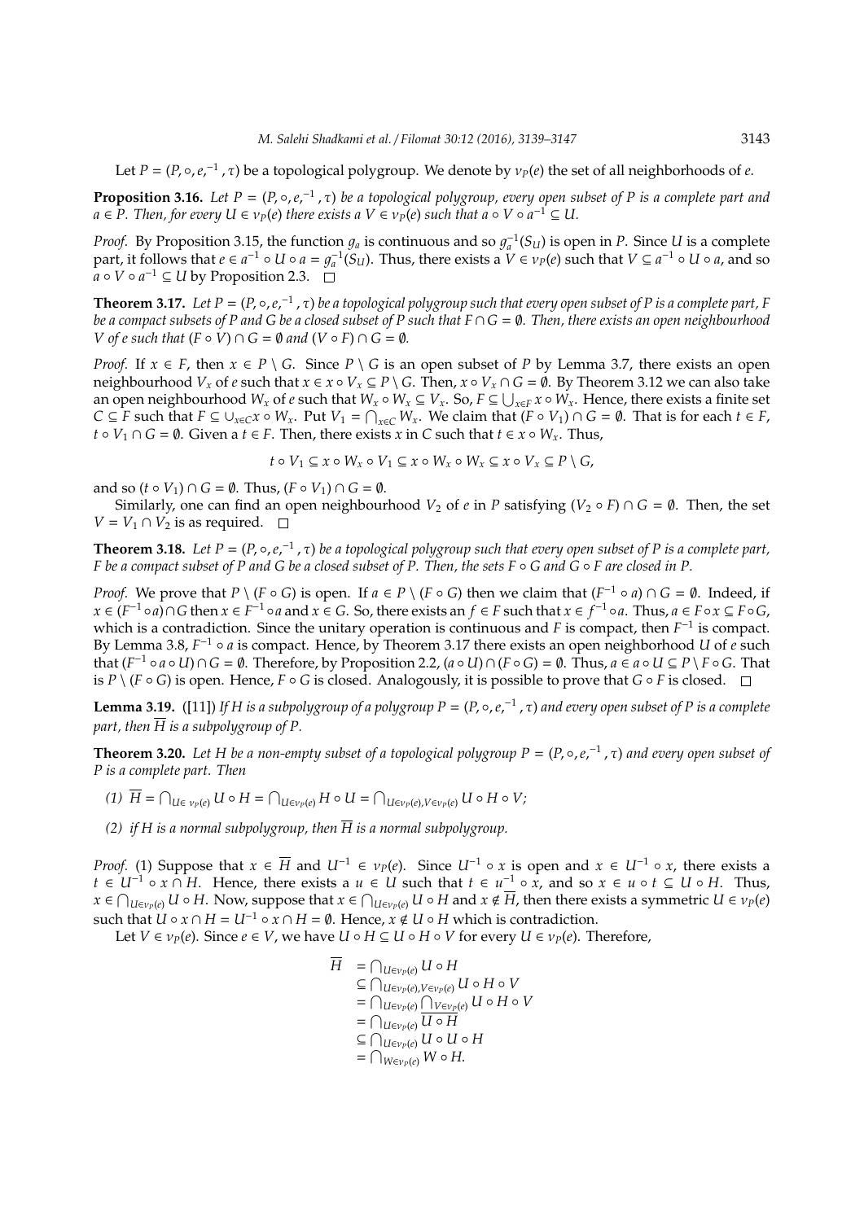Let $P = (P, \circ, e, ^{-1}, \tau)$ be a topological polygroup. We denote by $\nu_P(e)$ the set of all neighborhoods of $e$.

**Proposition 3.16.** *Let $P = (P, \circ, e, ^{-1}, \tau)$ be a topological polygroup, every open subset of $P$ is a complete part and $a \in P$. Then, for every $U \in \nu_P(e)$ there exists a $V \in \nu_P(e)$ such that $a \circ V \circ a^{-1} \subseteq U$.*

*Proof.* By Proposition 3.15, the function $g_a$ is continuous and so $g_a^{-1}(S_U)$ is open in $P$. Since $U$ is a complete part, it follows that $e \in a^{-1} \circ U \circ a = g_a^{-1}(S_U)$. Thus, there exists a $V \in \nu_P(e)$ such that $V \subseteq a^{-1} \circ U \circ a$, and so $a \circ V \circ a^{-1} \subseteq U$ by Proposition 2.3. $\square$

**Theorem 3.17.** *Let $P = (P, \circ, e, ^{-1}, \tau)$ be a topological polygroup such that every open subset of $P$ is a complete part, $F$ be a compact subsets of $P$ and $G$ be a closed subset of $P$ such that $F \cap G = \emptyset$. Then, there exists an open neighbourhood $V$ of $e$ such that $(F \circ V) \cap G = \emptyset$ and $(V \circ F) \cap G = \emptyset$.*

*Proof.* If $x \in F$, then $x \in P \setminus G$. Since $P \setminus G$ is an open subset of $P$ by Lemma 3.7, there exists an open neighbourhood $V_x$ of $e$ such that $x \in x \circ V_x \subseteq P \setminus G$. Then, $x \circ V_x \cap G = \emptyset$. By Theorem 3.12 we can also take an open neighbourhood $W_x$ of $e$ such that $W_x \circ W_x \subseteq V_x$. So, $F \subseteq \bigcup_{x \in F} x \circ W_x$. Hence, there exists a finite set $C \subseteq F$ such that $F \subseteq \cup_{x \in C} x \circ W_x$. Put $V_1 = \bigcap_{x \in C} W_x$. We claim that $(F \circ V_1) \cap G = \emptyset$. That is for each $t \in F$, $t \circ V_1 \cap G = \emptyset$. Given a $t \in F$. Then, there exists $x$ in $C$ such that $t \in x \circ W_x$. Thus,

$$t \circ V_1 \subseteq x \circ W_x \circ V_1 \subseteq x \circ W_x \circ W_x \subseteq x \circ V_x \subseteq P \setminus G,$$

and so $(t \circ V_1) \cap G = \emptyset$. Thus, $(F \circ V_1) \cap G = \emptyset$.

Similarly, one can find an open neighbourhood $V_2$ of $e$ in $P$ satisfying $(V_2 \circ F) \cap G = \emptyset$. Then, the set $V = V_1 \cap V_2$ is as required. $\square$

**Theorem 3.18.** *Let $P = (P, \circ, e, ^{-1}, \tau)$ be a topological polygroup such that every open subset of $P$ is a complete part, $F$ be a compact subset of $P$ and $G$ be a closed subset of $P$. Then, the sets $F \circ G$ and $G \circ F$ are closed in $P$.*

*Proof.* We prove that $P \setminus (F \circ G)$ is open. If $a \in P \setminus (F \circ G)$ then we claim that $(F^{-1} \circ a) \cap G = \emptyset$. Indeed, if $x \in (F^{-1} \circ a) \cap G$ then $x \in F^{-1} \circ a$ and $x \in G$. So, there exists an $f \in F$ such that $x \in f^{-1} \circ a$. Thus, $a \in F \circ x \subseteq F \circ G$, which is a contradiction. Since the unitary operation is continuous and $F$ is compact, then $F^{-1}$ is compact. By Lemma 3.8, $F^{-1} \circ a$ is compact. Hence, by Theorem 3.17 there exists an open neighborhood $U$ of $e$ such that $(F^{-1} \circ a \circ U) \cap G = \emptyset$. Therefore, by Proposition 2.2, $(a \circ U) \cap (F \circ G) = \emptyset$. Thus, $a \in a \circ U \subseteq P \setminus F \circ G$. That is $P \setminus (F \circ G)$ is open. Hence, $F \circ G$ is closed. Analogously, it is possible to prove that $G \circ F$ is closed. $\square$

**Lemma 3.19.** ([11]) *If $H$ is a subpolygroup of a polygroup $P = (P, \circ, e, ^{-1}, \tau)$ and every open subset of $P$ is a complete part, then $\overline{H}$ is a subpolygroup of $P$.*

**Theorem 3.20.** *Let $H$ be a non-empty subset of a topological polygroup $P = (P, \circ, e, ^{-1}, \tau)$ and every open subset of $P$ is a complete part. Then*

*(1) $\overline{H} = \bigcap_{U \in \nu_P(e)} U \circ H = \bigcap_{U \in \nu_P(e)} H \circ U = \bigcap_{U \in \nu_P(e), V \in \nu_P(e)} U \circ H \circ V$;*

*(2) if $H$ is a normal subpolygroup, then $\overline{H}$ is a normal subpolygroup.*

*Proof.* (1) Suppose that $x \in \overline{H}$ and $U^{-1} \in \nu_P(e)$. Since $U^{-1} \circ x$ is open and $x \in U^{-1} \circ x$, there exists a $t \in U^{-1} \circ x \cap H$. Hence, there exists a $u \in U$ such that $t \in u^{-1} \circ x$, and so $x \in u \circ t \subseteq U \circ H$. Thus, $x \in \bigcap_{U \in \nu_P(e)} U \circ H$. Now, suppose that $x \in \bigcap_{U \in \nu_P(e)} U \circ H$ and $x \notin \overline{H}$, then there exists a symmetric $U \in \nu_P(e)$ such that $U \circ x \cap H = U^{-1} \circ x \cap H = \emptyset$. Hence, $x \notin U \circ H$ which is contradiction.

Let $V \in \nu_P(e)$. Since $e \in V$, we have $U \circ H \subseteq U \circ H \circ V$ for every $U \in \nu_P(e)$. Therefore,

$$\begin{aligned}
\overline{H} &= \textstyle\bigcap_{U \in \nu_P(e)} U \circ H \\
&\subseteq \textstyle\bigcap_{U \in \nu_P(e), V \in \nu_P(e)} U \circ H \circ V \\
&= \textstyle\bigcap_{U \in \nu_P(e)} \bigcap_{V \in \nu_P(e)} U \circ H \circ V \\
&= \textstyle\bigcap_{U \in \nu_P(e)} \overline{U \circ H} \\
&\subseteq \textstyle\bigcap_{U \in \nu_P(e)} U \circ U \circ H \\
&= \textstyle\bigcap_{W \in \nu_P(e)} W \circ H.
\end{aligned}$$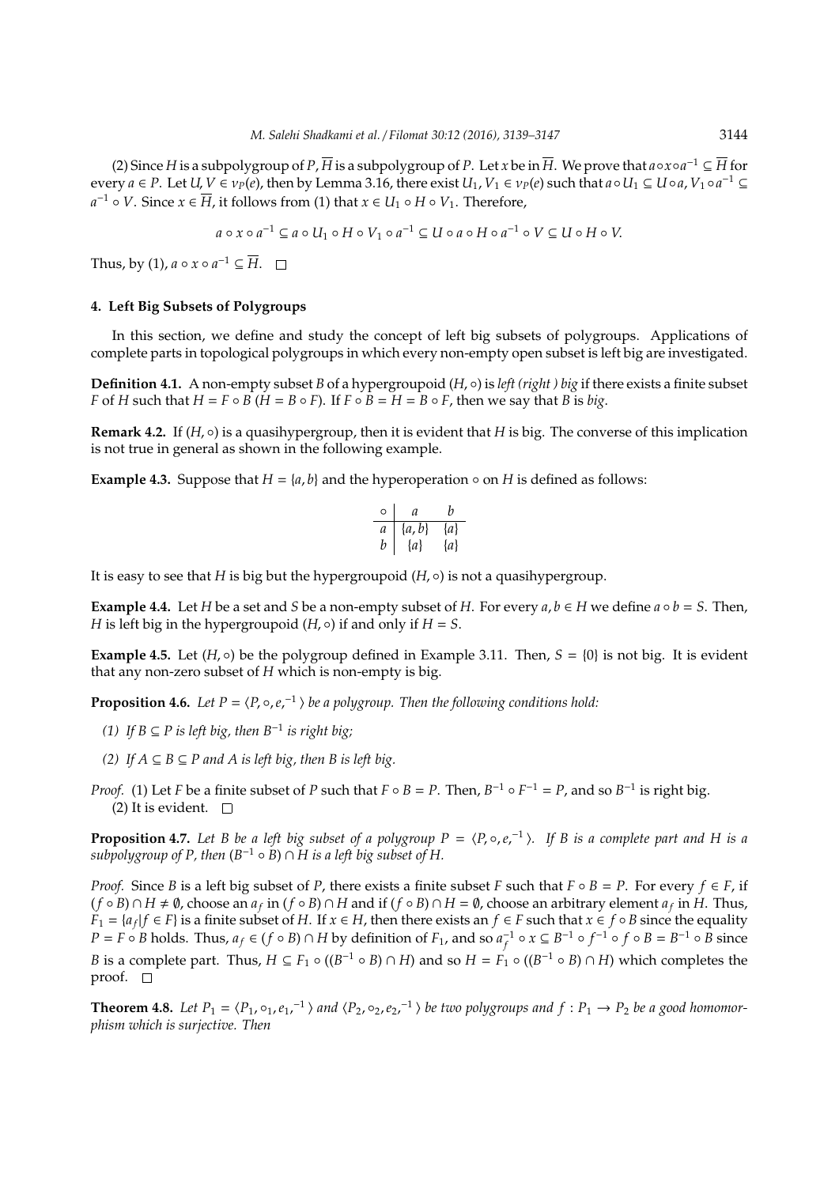(2) Since $H$ is a subpolygroup of $P$, $\overline{H}$ is a subpolygroup of $P$. Let $x$ be in $\overline{H}$. We prove that $a \circ x \circ a^{-1} \subseteq \overline{H}$ for every $a \in P$. Let $U, V \in \nu_P(e)$, then by Lemma 3.16, there exist $U_1, V_1 \in \nu_P(e)$ such that $a \circ U_1 \subseteq U \circ a$, $V_1 \circ a^{-1} \subseteq a^{-1} \circ V$. Since $x \in \overline{H}$, it follows from (1) that $x \in U_1 \circ H \circ V_1$. Therefore,

$$a \circ x \circ a^{-1} \subseteq a \circ U_1 \circ H \circ V_1 \circ a^{-1} \subseteq U \circ a \circ H \circ a^{-1} \circ V \subseteq U \circ H \circ V.$$

Thus, by (1), $a \circ x \circ a^{-1} \subseteq \overline{H}$. □

## 4. Left Big Subsets of Polygroups

In this section, we define and study the concept of left big subsets of polygroups. Applications of complete parts in topological polygroups in which every non-empty open subset is left big are investigated.

**Definition 4.1.** A non-empty subset $B$ of a hypergroupoid $(H, \circ)$ is *left (right) big* if there exists a finite subset $F$ of $H$ such that $H = F \circ B$ ($H = B \circ F$). If $F \circ B = H = B \circ F$, then we say that $B$ is *big*.

**Remark 4.2.** If $(H, \circ)$ is a quasihypergroup, then it is evident that $H$ is big. The converse of this implication is not true in general as shown in the following example.

**Example 4.3.** Suppose that $H = \{a, b\}$ and the hyperoperation $\circ$ on $H$ is defined as follows:

| $\circ$ | $a$ | $b$ |
|---|---|---|
| $a$ | $\{a, b\}$ | $\{a\}$ |
| $b$ | $\{a\}$ | $\{a\}$ |

It is easy to see that $H$ is big but the hypergroupoid $(H, \circ)$ is not a quasihypergroup.

**Example 4.4.** Let $H$ be a set and $S$ be a non-empty subset of $H$. For every $a, b \in H$ we define $a \circ b = S$. Then, $H$ is left big in the hypergroupoid $(H, \circ)$ if and only if $H = S$.

**Example 4.5.** Let $(H, \circ)$ be the polygroup defined in Example 3.11. Then, $S = \{0\}$ is not big. It is evident that any non-zero subset of $H$ which is non-empty is big.

**Proposition 4.6.** *Let $P = \langle P, \circ, e, ^{-1} \rangle$ be a polygroup. Then the following conditions hold:*

*(1) If $B \subseteq P$ is left big, then $B^{-1}$ is right big;*

*(2) If $A \subseteq B \subseteq P$ and $A$ is left big, then $B$ is left big.*

*Proof.* (1) Let $F$ be a finite subset of $P$ such that $F \circ B = P$. Then, $B^{-1} \circ F^{-1} = P$, and so $B^{-1}$ is right big.
(2) It is evident. □

**Proposition 4.7.** *Let $B$ be a left big subset of a polygroup $P = \langle P, \circ, e, ^{-1} \rangle$. If $B$ is a complete part and $H$ is a subpolygroup of $P$, then $(B^{-1} \circ B) \cap H$ is a left big subset of $H$.*

*Proof.* Since $B$ is a left big subset of $P$, there exists a finite subset $F$ such that $F \circ B = P$. For every $f \in F$, if $(f \circ B) \cap H \neq \emptyset$, choose an $a_f$ in $(f \circ B) \cap H$ and if $(f \circ B) \cap H = \emptyset$, choose an arbitrary element $a_f$ in $H$. Thus, $F_1 = \{a_f | f \in F\}$ is a finite subset of $H$. If $x \in H$, then there exists an $f \in F$ such that $x \in f \circ B$ since the equality $P = F \circ B$ holds. Thus, $a_f \in (f \circ B) \cap H$ by definition of $F_1$, and so $a_f^{-1} \circ x \subseteq B^{-1} \circ f^{-1} \circ f \circ B = B^{-1} \circ B$ since $B$ is a complete part. Thus, $H \subseteq F_1 \circ ((B^{-1} \circ B) \cap H)$ and so $H = F_1 \circ ((B^{-1} \circ B) \cap H)$ which completes the proof. □

**Theorem 4.8.** *Let $P_1 = \langle P_1, \circ_1, e_1, ^{-1} \rangle$ and $\langle P_2, \circ_2, e_2, ^{-1} \rangle$ be two polygroups and $f : P_1 \to P_2$ be a good homomorphism which is surjective. Then*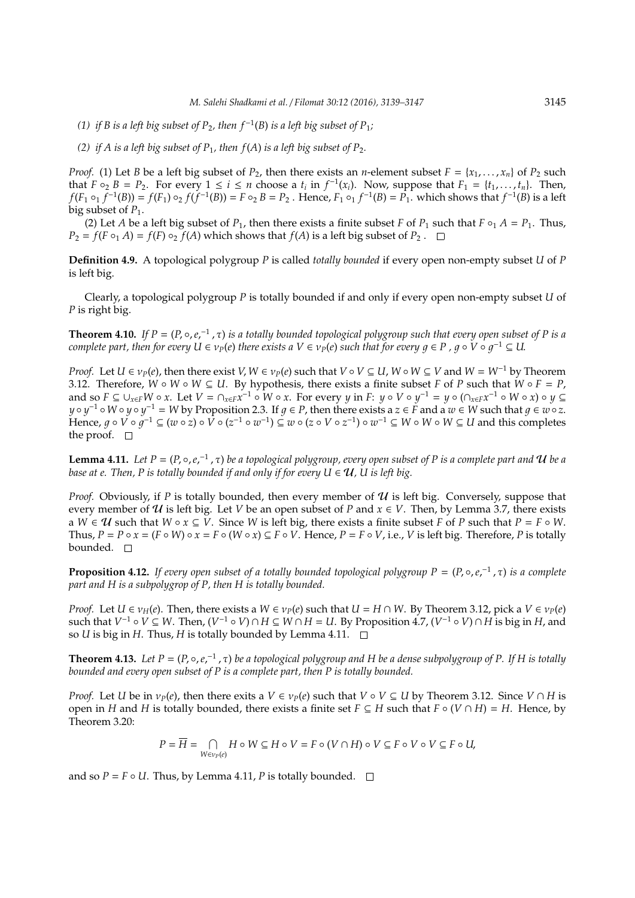(1) *if $B$ is a left big subset of $P_2$, then $f^{-1}(B)$ is a left big subset of $P_1$;*

(2) *if $A$ is a left big subset of $P_1$, then $f(A)$ is a left big subset of $P_2$.*

*Proof.* (1) Let $B$ be a left big subset of $P_2$, then there exists an $n$-element subset $F = \{x_1, \ldots, x_n\}$ of $P_2$ such that $F \circ_2 B = P_2$. For every $1 \leq i \leq n$ choose a $t_i$ in $f^{-1}(x_i)$. Now, suppose that $F_1 = \{t_1, \ldots, t_n\}$. Then, $f(F_1 \circ_1 f^{-1}(B)) = f(F_1) \circ_2 f(f^{-1}(B)) = F \circ_2 B = P_2$ . Hence, $F_1 \circ_1 f^{-1}(B) = P_1$. which shows that $f^{-1}(B)$ is a left big subset of $P_1$.

(2) Let $A$ be a left big subset of $P_1$, then there exists a finite subset $F$ of $P_1$ such that $F \circ_1 A = P_1$. Thus, $P_2 = f(F \circ_1 A) = f(F) \circ_2 f(A)$ which shows that $f(A)$ is a left big subset of $P_2$ . □

**Definition 4.9.** A topological polygroup $P$ is called *totally bounded* if every open non-empty subset $U$ of $P$ is left big.

Clearly, a topological polygroup $P$ is totally bounded if and only if every open non-empty subset $U$ of $P$ is right big.

**Theorem 4.10.** *If $P = (P, \circ, e,^{-1}, \tau)$ is a totally bounded topological polygroup such that every open subset of $P$ is a complete part, then for every $U \in \nu_P(e)$ there exists a $V \in \nu_P(e)$ such that for every $g \in P$ , $g \circ V \circ g^{-1} \subseteq U$.*

*Proof.* Let $U \in \nu_P(e)$, then there exist $V, W \in \nu_P(e)$ such that $V \circ V \subseteq U$, $W \circ W \subseteq V$ and $W = W^{-1}$ by Theorem 3.12. Therefore, $W \circ W \circ W \subseteq U$. By hypothesis, there exists a finite subset $F$ of $P$ such that $W \circ F = P$, and so $F \subseteq \cup_{x \in F} W \circ x$. Let $V = \cap_{x \in F} x^{-1} \circ W \circ x$. For every $y$ in $F$: $y \circ V \circ y^{-1} = y \circ (\cap_{x \in F} x^{-1} \circ W \circ x) \circ y \subseteq y \circ y^{-1} \circ W \circ y \circ y^{-1} = W$ by Proposition 2.3. If $g \in P$, then there exists a $z \in F$ and a $w \in W$ such that $g \in w \circ z$. Hence, $g \circ V \circ g^{-1} \subseteq (w \circ z) \circ V \circ (z^{-1} \circ w^{-1}) \subseteq w \circ (z \circ V \circ z^{-1}) \circ w^{-1} \subseteq W \circ W \circ W \subseteq U$ and this completes the proof. □

**Lemma 4.11.** *Let $P = (P, \circ, e,^{-1}, \tau)$ be a topological polygroup, every open subset of $P$ is a complete part and $\mathcal{U}$ be a base at $e$. Then, $P$ is totally bounded if and only if for every $U \in \mathcal{U}$, $U$ is left big.*

*Proof.* Obviously, if $P$ is totally bounded, then every member of $\mathcal{U}$ is left big. Conversely, suppose that every member of $\mathcal{U}$ is left big. Let $V$ be an open subset of $P$ and $x \in V$. Then, by Lemma 3.7, there exists a $W \in \mathcal{U}$ such that $W \circ x \subseteq V$. Since $W$ is left big, there exists a finite subset $F$ of $P$ such that $P = F \circ W$. Thus, $P = P \circ x = (F \circ W) \circ x = F \circ (W \circ x) \subseteq F \circ V$. Hence, $P = F \circ V$, i.e., $V$ is left big. Therefore, $P$ is totally bounded. □

**Proposition 4.12.** *If every open subset of a totally bounded topological polygroup $P = (P, \circ, e,^{-1}, \tau)$ is a complete part and $H$ is a subpolygroup of $P$, then $H$ is totally bounded.*

*Proof.* Let $U \in \nu_H(e)$. Then, there exists a $W \in \nu_P(e)$ such that $U = H \cap W$. By Theorem 3.12, pick a $V \in \nu_P(e)$ such that $V^{-1} \circ V \subseteq W$. Then, $(V^{-1} \circ V) \cap H \subseteq W \cap H = U$. By Proposition 4.7, $(V^{-1} \circ V) \cap H$ is big in $H$, and so $U$ is big in $H$. Thus, $H$ is totally bounded by Lemma 4.11. □

**Theorem 4.13.** *Let $P = (P, \circ, e,^{-1}, \tau)$ be a topological polygroup and $H$ be a dense subpolygroup of $P$. If $H$ is totally bounded and every open subset of $P$ is a complete part, then $P$ is totally bounded.*

*Proof.* Let $U$ be in $\nu_P(e)$, then there exits a $V \in \nu_P(e)$ such that $V \circ V \subseteq U$ by Theorem 3.12. Since $V \cap H$ is open in $H$ and $H$ is totally bounded, there exists a finite set $F \subseteq H$ such that $F \circ (V \cap H) = H$. Hence, by Theorem 3.20:

$$P = \overline{H} = \bigcap_{W \in \nu_P(e)} H \circ W \subseteq H \circ V = F \circ (V \cap H) \circ V \subseteq F \circ V \circ V \subseteq F \circ U,$$

and so $P = F \circ U$. Thus, by Lemma 4.11, $P$ is totally bounded. □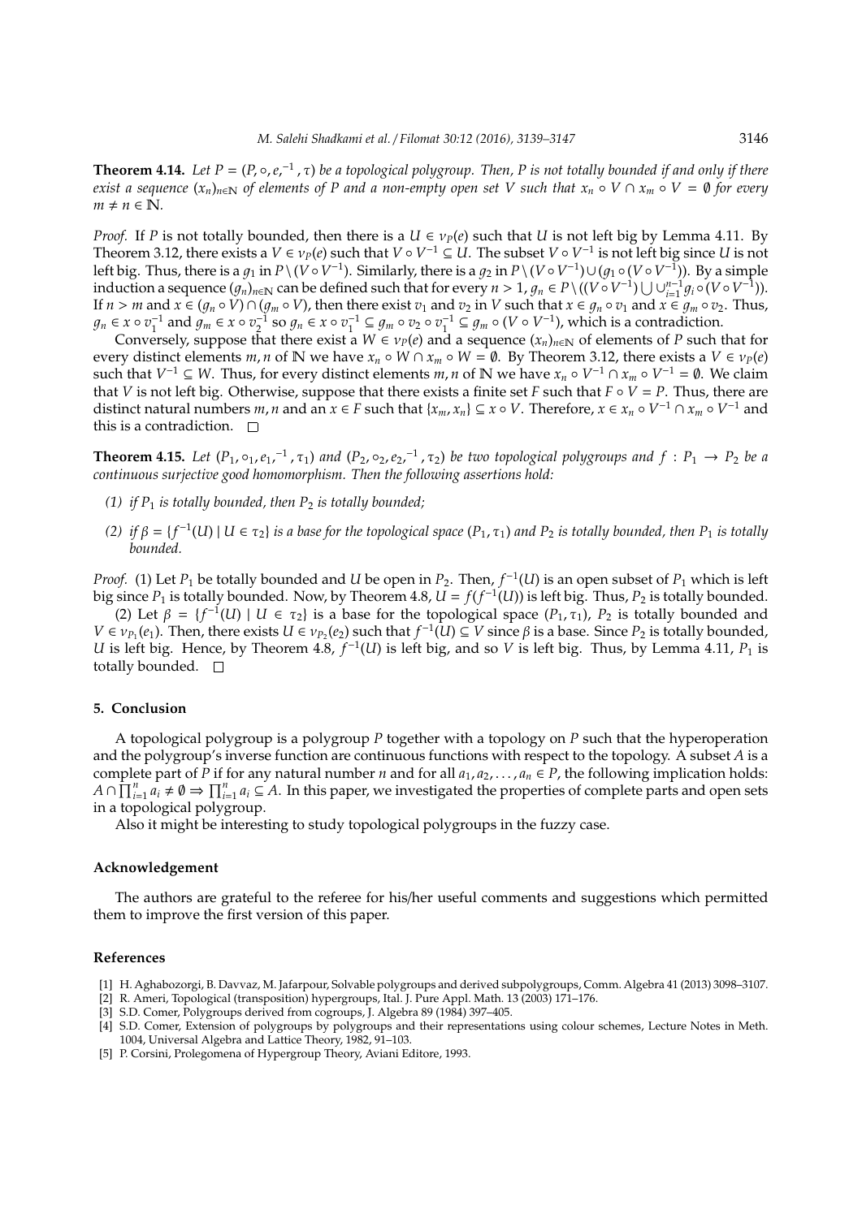**Theorem 4.14.** *Let $P = (P, \circ, e, ^{-1}, \tau)$ be a topological polygroup. Then, $P$ is not totally bounded if and only if there exist a sequence $(x_n)_{n\in\mathbb{N}}$ of elements of $P$ and a non-empty open set $V$ such that $x_n \circ V \cap x_m \circ V = \emptyset$ for every $m \neq n \in \mathbb{N}$.*

*Proof.* If $P$ is not totally bounded, then there is a $U \in \nu_P(e)$ such that $U$ is not left big by Lemma 4.11. By Theorem 3.12, there exists a $V \in \nu_P(e)$ such that $V \circ V^{-1} \subseteq U$. The subset $V \circ V^{-1}$ is not left big since $U$ is not left big. Thus, there is a $g_1$ in $P \setminus (V \circ V^{-1})$. Similarly, there is a $g_2$ in $P \setminus (V \circ V^{-1}) \cup (g_1 \circ (V \circ V^{-1}))$. By a simple induction a sequence $(g_n)_{n\in\mathbb{N}}$ can be defined such that for every $n > 1$, $g_n \in P \setminus ((V \circ V^{-1}) \bigcup \cup_{i=1}^{n-1} g_i \circ (V \circ V^{-1}))$. If $n > m$ and $x \in (g_n \circ V) \cap (g_m \circ V)$, then there exist $v_1$ and $v_2$ in $V$ such that $x \in g_n \circ v_1$ and $x \in g_m \circ v_2$. Thus, $g_n \in x \circ v_1^{-1}$ and $g_m \in x \circ v_2^{-1}$ so $g_n \in x \circ v_1^{-1} \subseteq g_m \circ v_2 \circ v_1^{-1} \subseteq g_m \circ (V \circ V^{-1})$, which is a contradiction.

Conversely, suppose that there exist a $W \in \nu_P(e)$ and a sequence $(x_n)_{n\in\mathbb{N}}$ of elements of $P$ such that for every distinct elements $m, n$ of $\mathbb{N}$ we have $x_n \circ W \cap x_m \circ W = \emptyset$. By Theorem 3.12, there exists a $V \in \nu_P(e)$ such that $V^{-1} \subseteq W$. Thus, for every distinct elements $m, n$ of $\mathbb{N}$ we have $x_n \circ V^{-1} \cap x_m \circ V^{-1} = \emptyset$. We claim that $V$ is not left big. Otherwise, suppose that there exists a finite set $F$ such that $F \circ V = P$. Thus, there are distinct natural numbers $m, n$ and an $x \in F$ such that $\{x_m, x_n\} \subseteq x \circ V$. Therefore, $x \in x_n \circ V^{-1} \cap x_m \circ V^{-1}$ and this is a contradiction. □

**Theorem 4.15.** *Let $(P_1, \circ_1, e_1, ^{-1}, \tau_1)$ and $(P_2, \circ_2, e_2, ^{-1}, \tau_2)$ be two topological polygroups and $f : P_1 \to P_2$ be a continuous surjective good homomorphism. Then the following assertions hold:*

*(1) if $P_1$ is totally bounded, then $P_2$ is totally bounded;*

*(2) if $\beta = \{f^{-1}(U) \mid U \in \tau_2\}$ is a base for the topological space $(P_1, \tau_1)$ and $P_2$ is totally bounded, then $P_1$ is totally bounded.*

*Proof.* (1) Let $P_1$ be totally bounded and $U$ be open in $P_2$. Then, $f^{-1}(U)$ is an open subset of $P_1$ which is left big since $P_1$ is totally bounded. Now, by Theorem 4.8, $U = f(f^{-1}(U))$ is left big. Thus, $P_2$ is totally bounded.

(2) Let $\beta = \{f^{-1}(U) \mid U \in \tau_2\}$ is a base for the topological space $(P_1, \tau_1)$, $P_2$ is totally bounded and $V \in \nu_{P_1}(e_1)$. Then, there exists $U \in \nu_{P_2}(e_2)$ such that $f^{-1}(U) \subseteq V$ since $\beta$ is a base. Since $P_2$ is totally bounded, $U$ is left big. Hence, by Theorem 4.8, $f^{-1}(U)$ is left big, and so $V$ is left big. Thus, by Lemma 4.11, $P_1$ is totally bounded. □

## 5. Conclusion

A topological polygroup is a polygroup $P$ together with a topology on $P$ such that the hyperoperation and the polygroup's inverse function are continuous functions with respect to the topology. A subset $A$ is a complete part of $P$ if for any natural number $n$ and for all $a_1, a_2, \ldots, a_n \in P$, the following implication holds: $A \cap \prod_{i=1}^{n} a_i \neq \emptyset \Rightarrow \prod_{i=1}^{n} a_i \subseteq A$. In this paper, we investigated the properties of complete parts and open sets in a topological polygroup.

Also it might be interesting to study topological polygroups in the fuzzy case.

## Acknowledgement

The authors are grateful to the referee for his/her useful comments and suggestions which permitted them to improve the first version of this paper.

## References

[1] H. Aghabozorgi, B. Davvaz, M. Jafarpour, Solvable polygroups and derived subpolygroups, Comm. Algebra 41 (2013) 3098–3107.

[2] R. Ameri, Topological (transposition) hypergroups, Ital. J. Pure Appl. Math. 13 (2003) 171–176.

[3] S.D. Comer, Polygroups derived from cogroups, J. Algebra 89 (1984) 397–405.

[4] S.D. Comer, Extension of polygroups by polygroups and their representations using colour schemes, Lecture Notes in Meth. 1004, Universal Algebra and Lattice Theory, 1982, 91–103.

[5] P. Corsini, Prolegomena of Hypergroup Theory, Aviani Editore, 1993.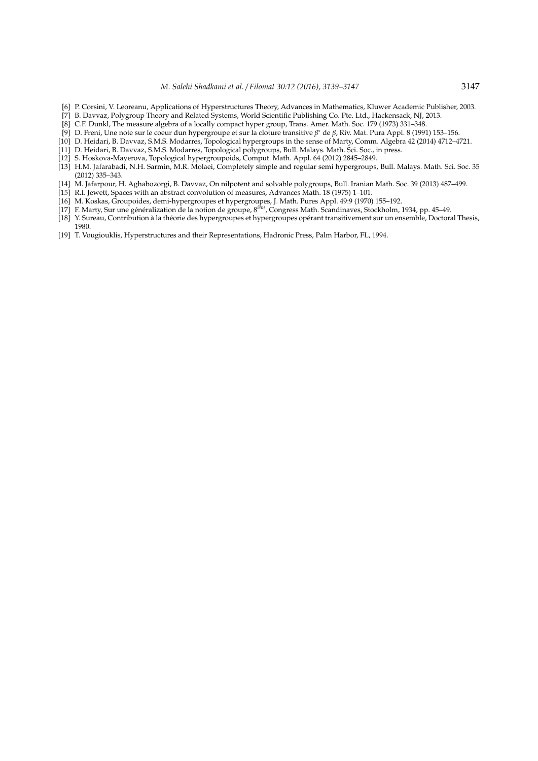[6] P. Corsini, V. Leoreanu, Applications of Hyperstructures Theory, Advances in Mathematics, Kluwer Academic Publisher, 2003.

[7] B. Davvaz, Polygroup Theory and Related Systems, World Scientific Publishing Co. Pte. Ltd., Hackensack, NJ, 2013.

[8] C.F. Dunkl, The measure algebra of a locally compact hyper group, Trans. Amer. Math. Soc. 179 (1973) 331–348.

[9] D. Freni, Une note sur le coeur dun hypergroupe et sur la cloture transitive $\beta^*$ de $\beta$, Riv. Mat. Pura Appl. 8 (1991) 153–156.

[10] D. Heidari, B. Davvaz, S.M.S. Modarres, Topological hypergroups in the sense of Marty, Comm. Algebra 42 (2014) 4712–4721.

[11] D. Heidari, B. Davvaz, S.M.S. Modarres, Topological polygroups, Bull. Malays. Math. Sci. Soc., in press.

[12] S. Hoskova-Mayerova, Topological hypergroupoids, Comput. Math. Appl. 64 (2012) 2845–2849.

[13] H.M. Jafarabadi, N.H. Sarmin, M.R. Molaei, Completely simple and regular semi hypergroups, Bull. Malays. Math. Sci. Soc. 35 (2012) 335–343.

[14] M. Jafarpour, H. Aghabozorgi, B. Davvaz, On nilpotent and solvable polygroups, Bull. Iranian Math. Soc. 39 (2013) 487–499.

[15] R.I. Jewett, Spaces with an abstract convolution of measures, Advances Math. 18 (1975) 1–101.

[16] M. Koskas, Groupoides, demi-hypergroupes et hypergroupes, J. Math. Pures Appl. 49:9 (1970) 155–192.

[17] F. Marty, Sur une généralization de la notion de groupe, $8^{iem}$, Congress Math. Scandinaves, Stockholm, 1934, pp. 45–49.

[18] Y. Sureau, Contribution à la théorie des hypergroupes et hypergroupes opérant transitivement sur un ensemble, Doctoral Thesis, 1980.

[19] T. Vougiouklis, Hyperstructures and their Representations, Hadronic Press, Palm Harbor, FL, 1994.